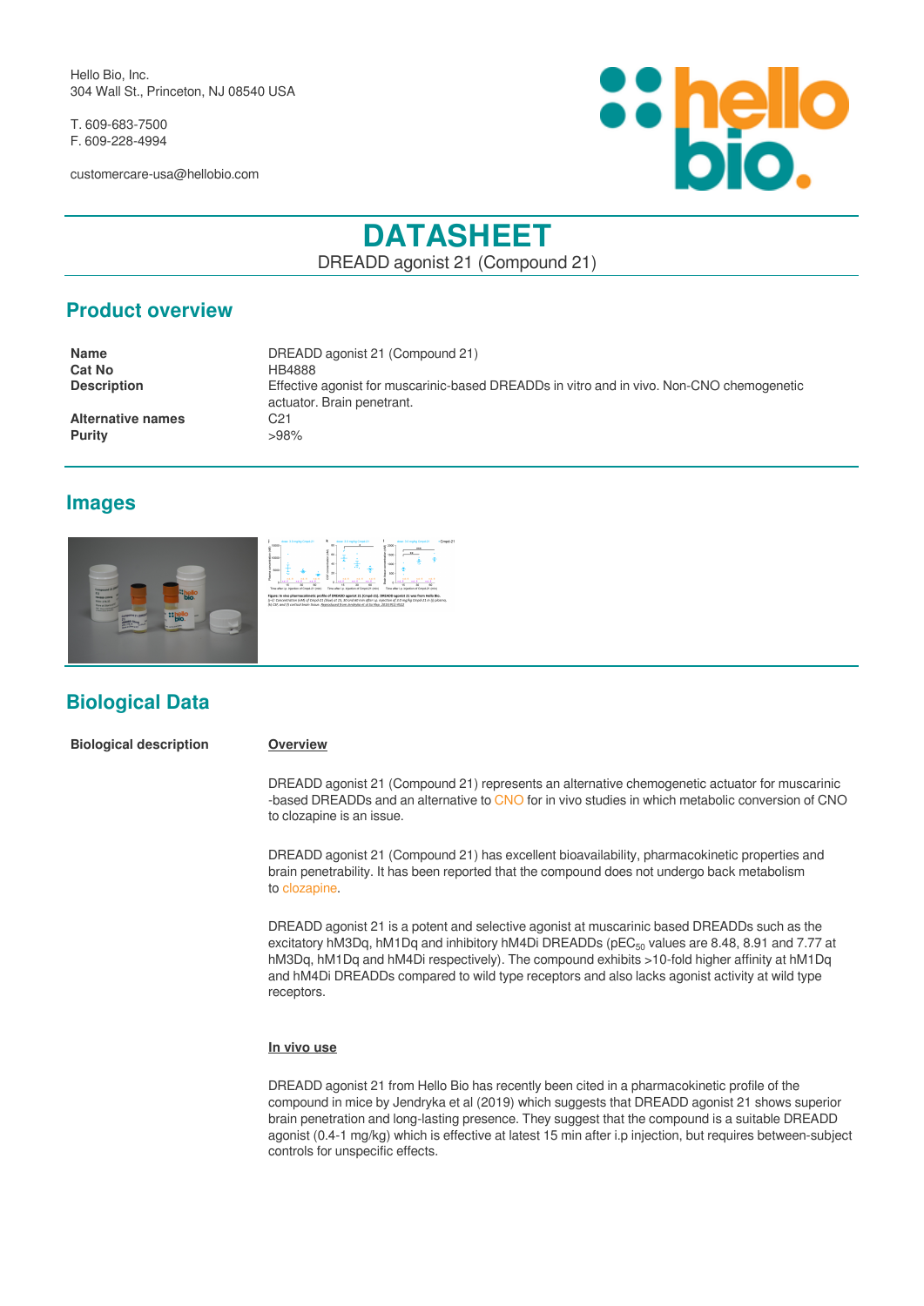Hello Bio, Inc.
304 Wall St., Princeton, NJ 08540 USA

T. 609-683-7500
F. 609-228-4994

customercare-usa@hellobio.com

# DATASHEET

DREADD agonist 21 (Compound 21)

## Product overview

| | |
|---|---|
| **Name** | DREADD agonist 21 (Compound 21) |
| **Cat No** | HB4888 |
| **Description** | Effective agonist for muscarinic-based DREADDs in vitro and in vivo. Non-CNO chemogenetic actuator. Brain penetrant. |
| **Alternative names** | C21 |
| **Purity** | >98% |

## Images

## Biological Data

**Biological description**

**Overview**

DREADD agonist 21 (Compound 21) represents an alternative chemogenetic actuator for muscarinic -based DREADDs and an alternative to CNO for in vivo studies in which metabolic conversion of CNO to clozapine is an issue.

DREADD agonist 21 (Compound 21) has excellent bioavailability, pharmacokinetic properties and brain penetrability. It has been reported that the compound does not undergo back metabolism to clozapine.

DREADD agonist 21 is a potent and selective agonist at muscarinic based DREADDs such as the excitatory hM3Dq, hM1Dq and inhibitory hM4Di DREADDs ($pEC_{50}$ values are 8.48, 8.91 and 7.77 at hM3Dq, hM1Dq and hM4Di respectively). The compound exhibits >10-fold higher affinity at hM1Dq and hM4Di DREADDs compared to wild type receptors and also lacks agonist activity at wild type receptors.

**In vivo use**

DREADD agonist 21 from Hello Bio has recently been cited in a pharmacokinetic profile of the compound in mice by Jendryka et al (2019) which suggests that DREADD agonist 21 shows superior brain penetration and long-lasting presence. They suggest that the compound is a suitable DREADD agonist (0.4-1 mg/kg) which is effective at latest 15 min after i.p injection, but requires between-subject controls for unspecific effects.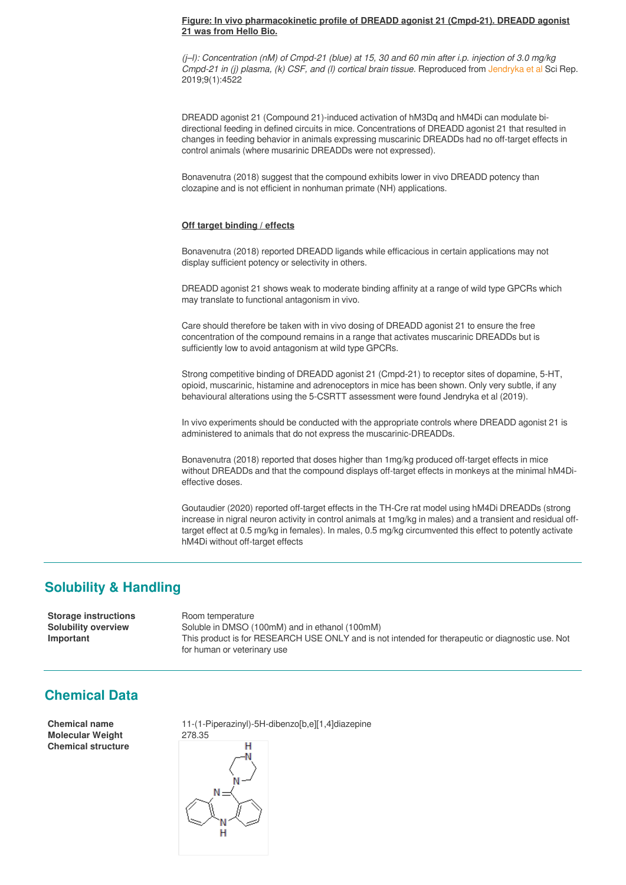**Figure: In vivo pharmacokinetic profile of DREADD agonist 21 (Cmpd-21). DREADD agonist 21 was from Hello Bio.**

*(j–l): Concentration (nM) of Cmpd-21 (blue) at 15, 30 and 60 min after i.p. injection of 3.0 mg/kg Cmpd-21 in (j) plasma, (k) CSF, and (l) cortical brain tissue.* Reproduced from Jendryka et al Sci Rep. 2019;9(1):4522

DREADD agonist 21 (Compound 21)-induced activation of hM3Dq and hM4Di can modulate bi-directional feeding in defined circuits in mice. Concentrations of DREADD agonist 21 that resulted in changes in feeding behavior in animals expressing muscarinic DREADDs had no off-target effects in control animals (where musarinic DREADDs were not expressed).

Bonavenutra (2018) suggest that the compound exhibits lower in vivo DREADD potency than clozapine and is not efficient in nonhuman primate (NH) applications.

**Off target binding / effects**

Bonavenutra (2018) reported DREADD ligands while efficacious in certain applications may not display sufficient potency or selectivity in others.

DREADD agonist 21 shows weak to moderate binding affinity at a range of wild type GPCRs which may translate to functional antagonism in vivo.

Care should therefore be taken with in vivo dosing of DREADD agonist 21 to ensure the free concentration of the compound remains in a range that activates muscarinic DREADDs but is sufficiently low to avoid antagonism at wild type GPCRs.

Strong competitive binding of DREADD agonist 21 (Cmpd-21) to receptor sites of dopamine, 5-HT, opioid, muscarinic, histamine and adrenoceptors in mice has been shown. Only very subtle, if any behavioural alterations using the 5-CSRTT assessment were found Jendryka et al (2019).

In vivo experiments should be conducted with the appropriate controls where DREADD agonist 21 is administered to animals that do not express the muscarinic-DREADDs.

Bonavenutra (2018) reported that doses higher than 1mg/kg produced off-target effects in mice without DREADDs and that the compound displays off-target effects in monkeys at the minimal hM4Di-effective doses.

Goutaudier (2020) reported off-target effects in the TH-Cre rat model using hM4Di DREADDs (strong increase in nigral neuron activity in control animals at 1mg/kg in males) and a transient and residual off-target effect at 0.5 mg/kg in females). In males, 0.5 mg/kg circumvented this effect to potently activate hM4Di without off-target effects

## Solubility & Handling

| | |
|---|---|
| **Storage instructions** | Room temperature |
| **Solubility overview** | Soluble in DMSO (100mM) and in ethanol (100mM) |
| **Important** | This product is for RESEARCH USE ONLY and is not intended for therapeutic or diagnostic use. Not for human or veterinary use |

## Chemical Data

| | |
|---|---|
| **Chemical name** | 11-(1-Piperazinyl)-5H-dibenzo[b,e][1,4]diazepine |
| **Molecular Weight** | 278.35 |
| **Chemical structure** | |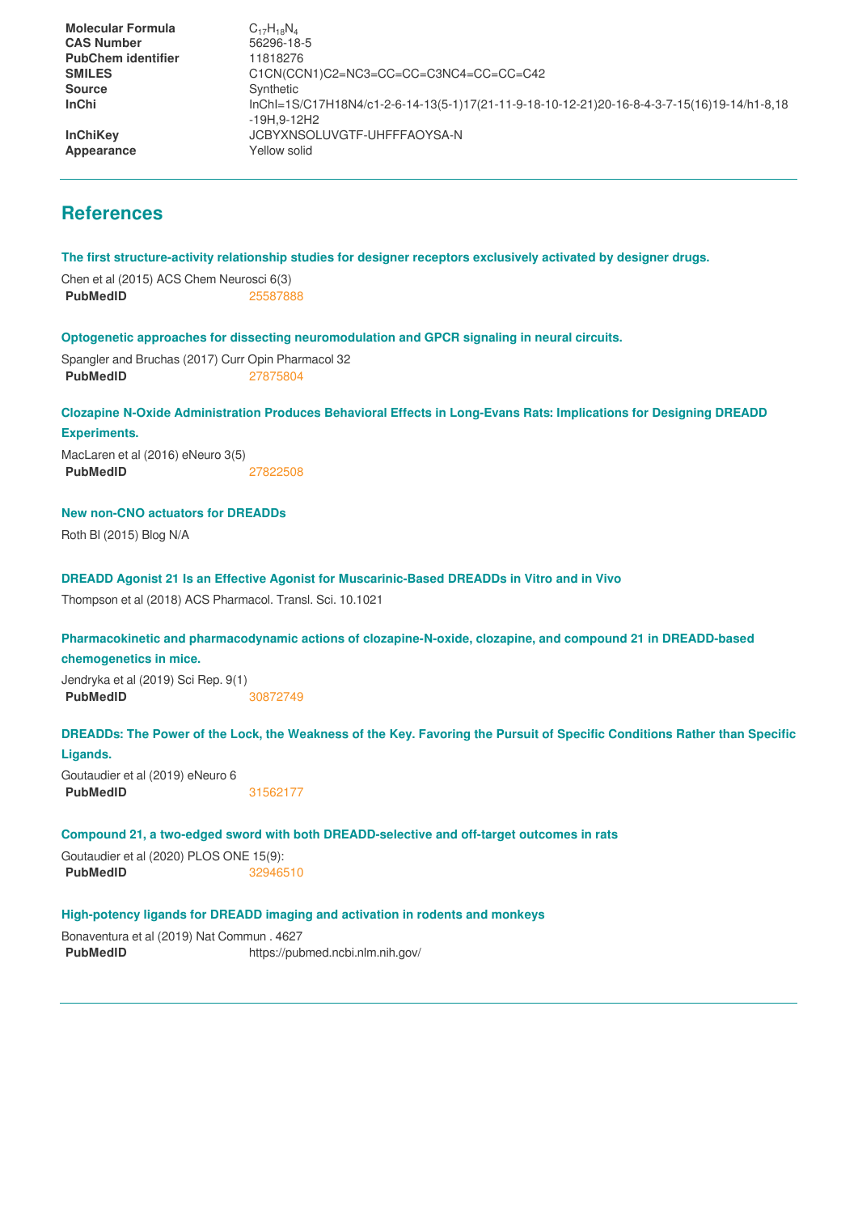| | |
|---|---|
| **Molecular Formula** | $C_{17}H_{18}N_4$ |
| **CAS Number** | 56296-18-5 |
| **PubChem identifier** | 11818276 |
| **SMILES** | C1CN(CCN1)C2=NC3=CC=CC=C3NC4=CC=CC=C42 |
| **Source** | Synthetic |
| **InChi** | InChI=1S/C17H18N4/c1-2-6-14-13(5-1)17(21-11-9-18-10-12-21)20-16-8-4-3-7-15(16)19-14/h1-8,18-19H,9-12H2 |
| **InChiKey** | JCBYXNSOLUVGTF-UHFFFAOYSA-N |
| **Appearance** | Yellow solid |

## References

**The first structure-activity relationship studies for designer receptors exclusively activated by designer drugs.**

Chen et al (2015) ACS Chem Neurosci 6(3)
**PubMedID** 25587888

**Optogenetic approaches for dissecting neuromodulation and GPCR signaling in neural circuits.**

Spangler and Bruchas (2017) Curr Opin Pharmacol 32
**PubMedID** 27875804

**Clozapine N-Oxide Administration Produces Behavioral Effects in Long-Evans Rats: Implications for Designing DREADD Experiments.**

MacLaren et al (2016) eNeuro 3(5)
**PubMedID** 27822508

**New non-CNO actuators for DREADDs**

Roth Bl (2015) Blog N/A

**DREADD Agonist 21 Is an Effective Agonist for Muscarinic-Based DREADDs in Vitro and in Vivo**

Thompson et al (2018) ACS Pharmacol. Transl. Sci. 10.1021

**Pharmacokinetic and pharmacodynamic actions of clozapine-N-oxide, clozapine, and compound 21 in DREADD-based chemogenetics in mice.**

Jendryka et al (2019) Sci Rep. 9(1)
**PubMedID** 30872749

**DREADDs: The Power of the Lock, the Weakness of the Key. Favoring the Pursuit of Specific Conditions Rather than Specific Ligands.**

Goutaudier et al (2019) eNeuro 6
**PubMedID** 31562177

**Compound 21, a two-edged sword with both DREADD-selective and off-target outcomes in rats**

Goutaudier et al (2020) PLOS ONE 15(9):
**PubMedID** 32946510

**High-potency ligands for DREADD imaging and activation in rodents and monkeys**

Bonaventura et al (2019) Nat Commun . 4627
**PubMedID** https://pubmed.ncbi.nlm.nih.gov/